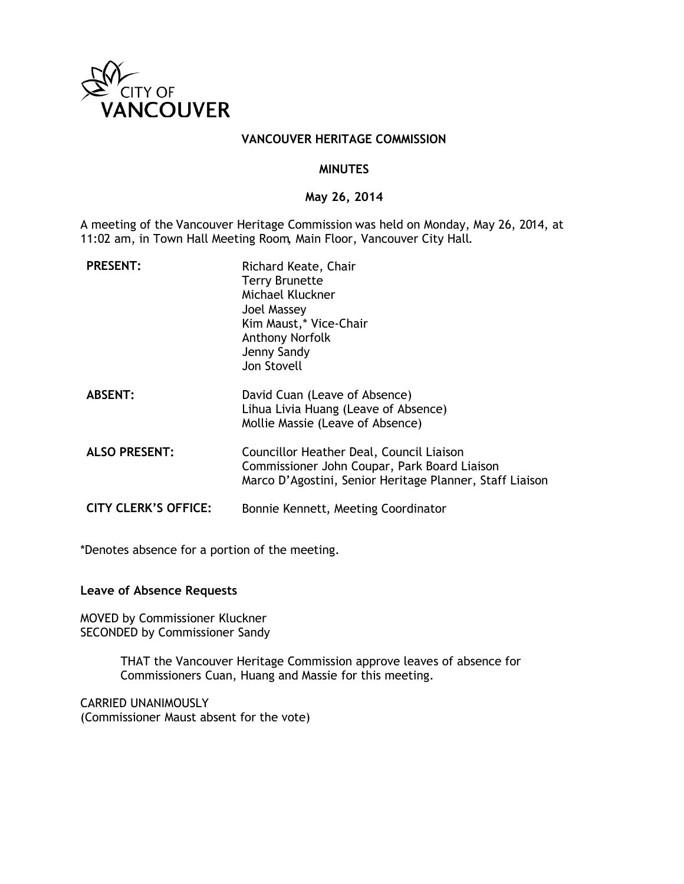CITY OF VANCOUVER

# VANCOUVER HERITAGE COMMISSION

## MINUTES

### May 26, 2014

A meeting of the Vancouver Heritage Commission was held on Monday, May 26, 2014, at 11:02 am, in Town Hall Meeting Room, Main Floor, Vancouver City Hall.

| | |
|---|---|
| **PRESENT:** | Richard Keate, Chair<br>Terry Brunette<br>Michael Kluckner<br>Joel Massey<br>Kim Maust,* Vice-Chair<br>Anthony Norfolk<br>Jenny Sandy<br>Jon Stovell |
| **ABSENT:** | David Cuan (Leave of Absence)<br>Lihua Livia Huang (Leave of Absence)<br>Mollie Massie (Leave of Absence) |
| **ALSO PRESENT:** | Councillor Heather Deal, Council Liaison<br>Commissioner John Coupar, Park Board Liaison<br>Marco D'Agostini, Senior Heritage Planner, Staff Liaison |
| **CITY CLERK'S OFFICE:** | Bonnie Kennett, Meeting Coordinator |

*Denotes absence for a portion of the meeting.

**Leave of Absence Requests**

MOVED by Commissioner Kluckner
SECONDED by Commissioner Sandy

> THAT the Vancouver Heritage Commission approve leaves of absence for Commissioners Cuan, Huang and Massie for this meeting.

CARRIED UNANIMOUSLY
(Commissioner Maust absent for the vote)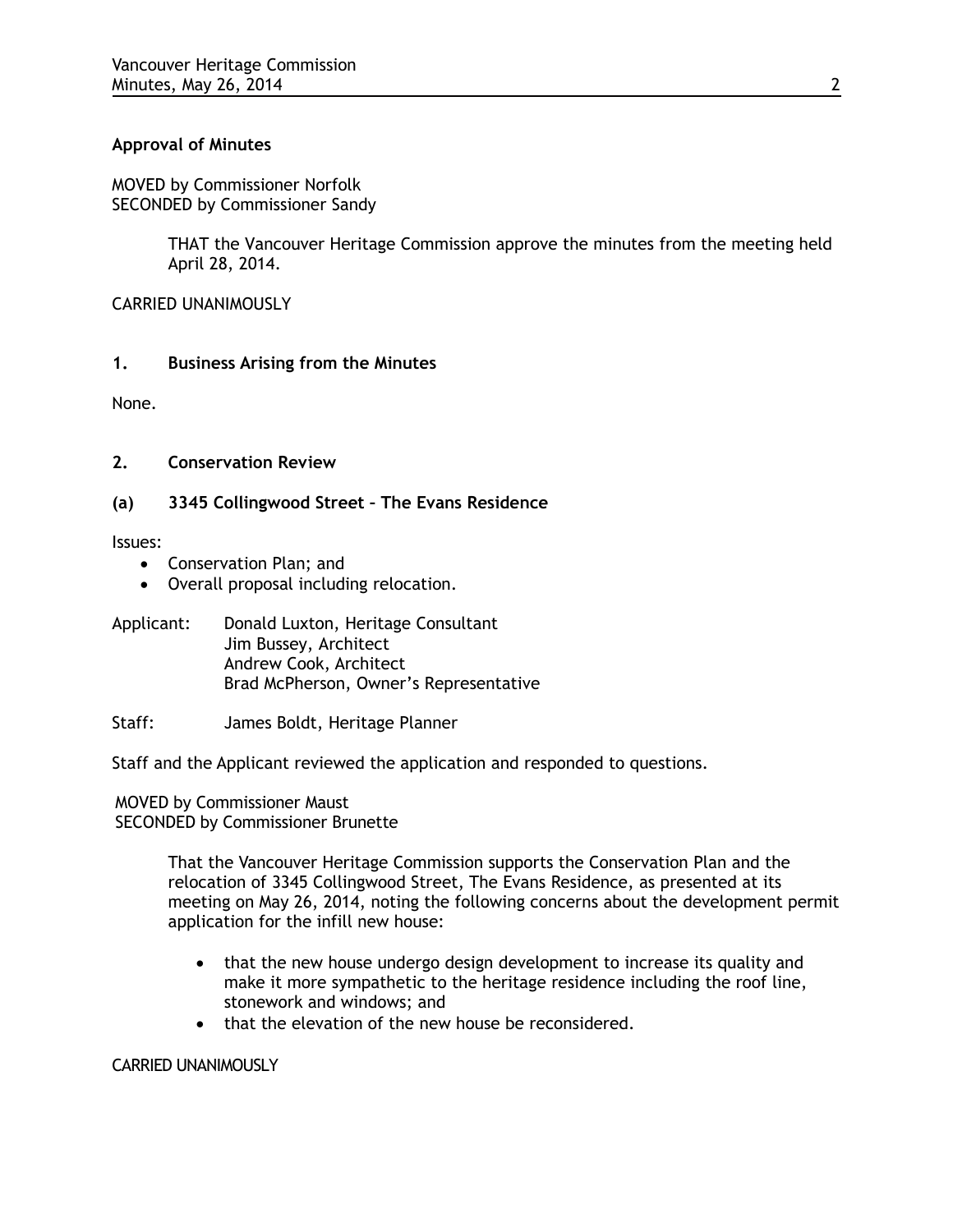**Approval of Minutes**

MOVED by Commissioner Norfolk
SECONDED by Commissioner Sandy

> THAT the Vancouver Heritage Commission approve the minutes from the meeting held April 28, 2014.

CARRIED UNANIMOUSLY

## 1. Business Arising from the Minutes

None.

## 2. Conservation Review

### (a) 3345 Collingwood Street – The Evans Residence

Issues:

- Conservation Plan; and
- Overall proposal including relocation.

Applicant: Donald Luxton, Heritage Consultant
Jim Bussey, Architect
Andrew Cook, Architect
Brad McPherson, Owner's Representative

Staff: James Boldt, Heritage Planner

Staff and the Applicant reviewed the application and responded to questions.

MOVED by Commissioner Maust
SECONDED by Commissioner Brunette

> That the Vancouver Heritage Commission supports the Conservation Plan and the relocation of 3345 Collingwood Street, The Evans Residence, as presented at its meeting on May 26, 2014, noting the following concerns about the development permit application for the infill new house:
>
> - that the new house undergo design development to increase its quality and make it more sympathetic to the heritage residence including the roof line, stonework and windows; and
> - that the elevation of the new house be reconsidered.

CARRIED UNANIMOUSLY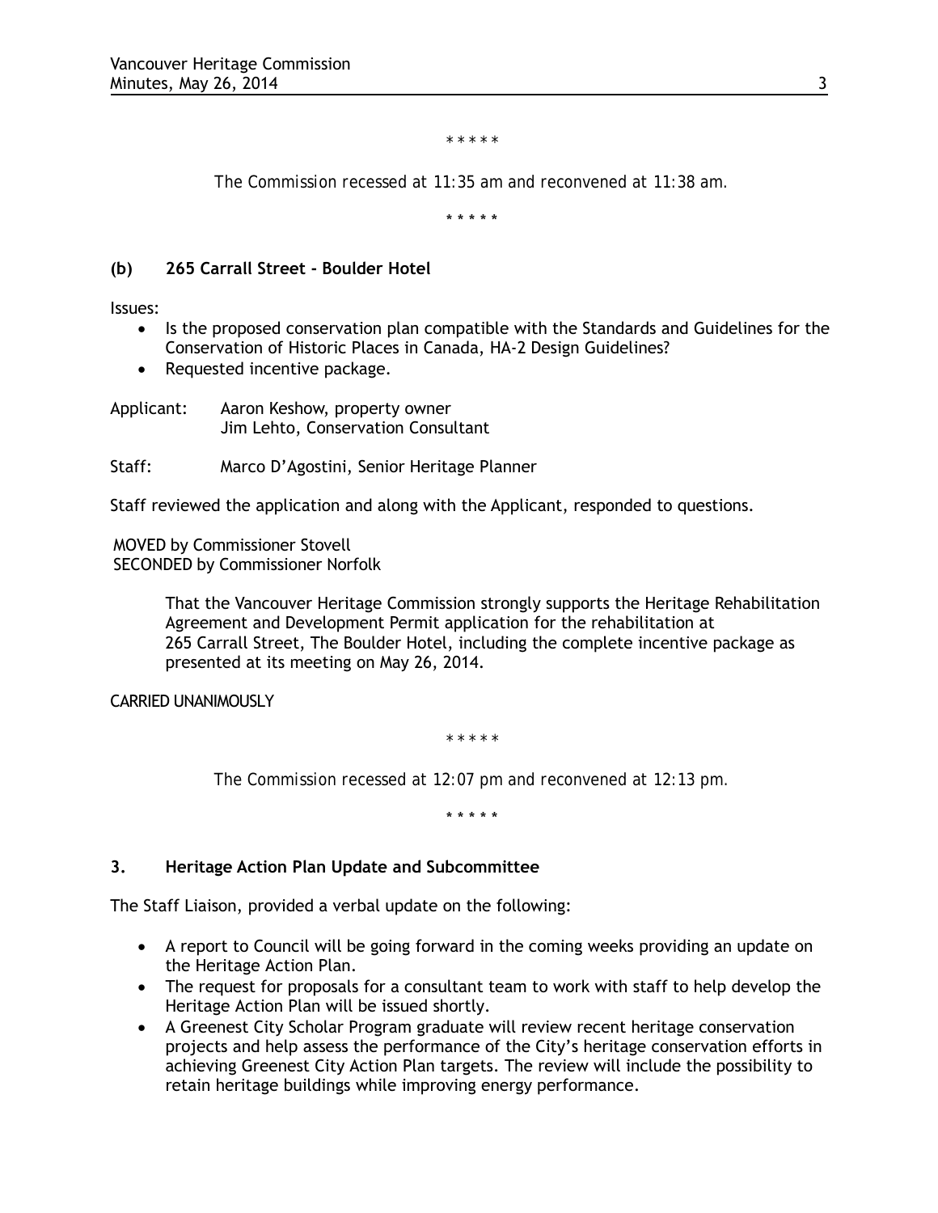\* \* \* \* \*

*The Commission recessed at 11:35 am and reconvened at 11:38 am.*

\* \* \* \* \*

**(b) 265 Carrall Street - Boulder Hotel**

Issues:

- Is the proposed conservation plan compatible with the Standards and Guidelines for the Conservation of Historic Places in Canada, HA-2 Design Guidelines?
- Requested incentive package.

Applicant: Aaron Keshow, property owner
Jim Lehto, Conservation Consultant

Staff: Marco D'Agostini, Senior Heritage Planner

Staff reviewed the application and along with the Applicant, responded to questions.

MOVED by Commissioner Stovell
SECONDED by Commissioner Norfolk

> That the Vancouver Heritage Commission strongly supports the Heritage Rehabilitation Agreement and Development Permit application for the rehabilitation at 265 Carrall Street, The Boulder Hotel, including the complete incentive package as presented at its meeting on May 26, 2014.

CARRIED UNANIMOUSLY

\* \* \* \* \*

*The Commission recessed at 12:07 pm and reconvened at 12:13 pm.*

\* \* \* \* \*

**3. Heritage Action Plan Update and Subcommittee**

The Staff Liaison, provided a verbal update on the following:

- A report to Council will be going forward in the coming weeks providing an update on the Heritage Action Plan.
- The request for proposals for a consultant team to work with staff to help develop the Heritage Action Plan will be issued shortly.
- A Greenest City Scholar Program graduate will review recent heritage conservation projects and help assess the performance of the City's heritage conservation efforts in achieving Greenest City Action Plan targets. The review will include the possibility to retain heritage buildings while improving energy performance.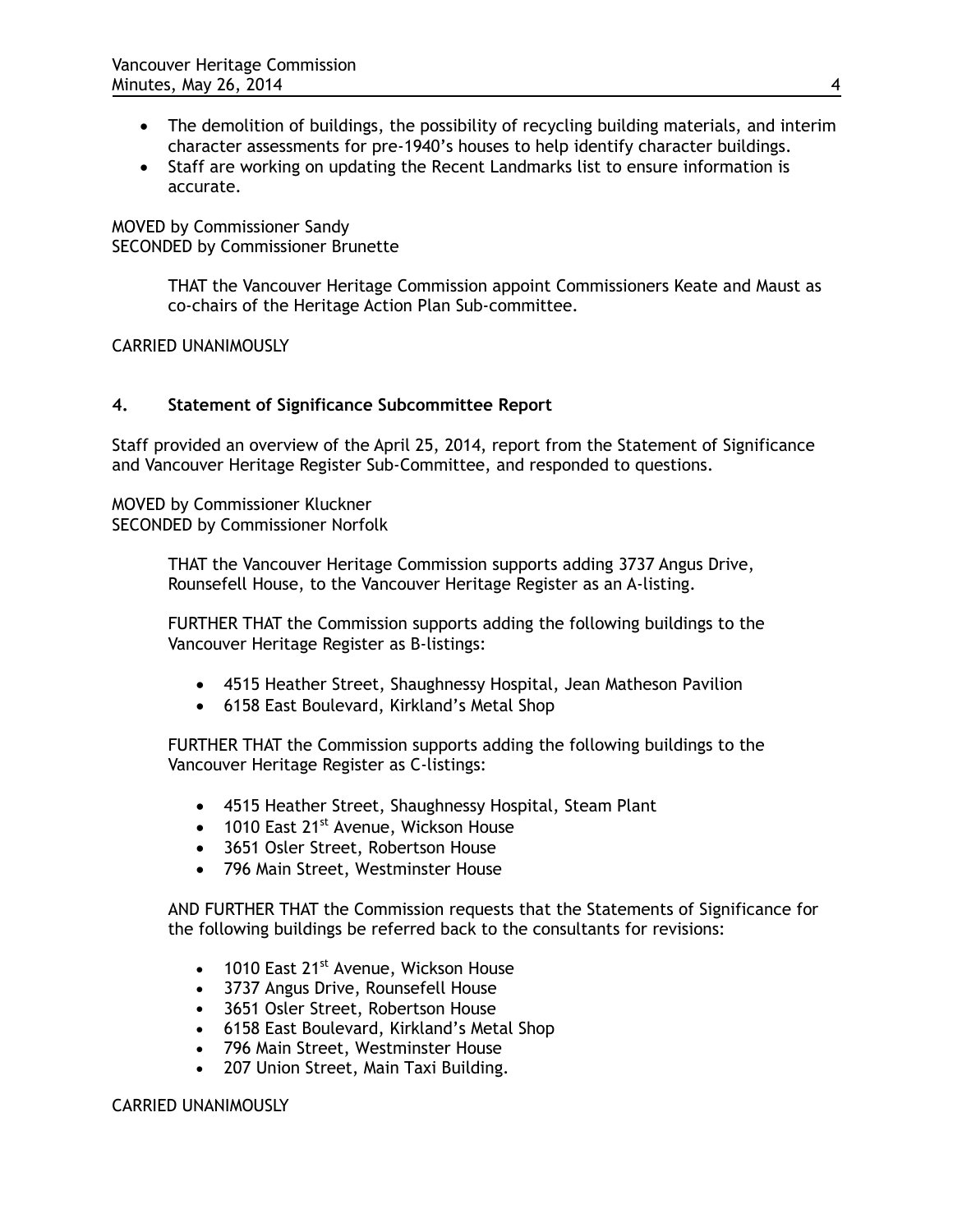- The demolition of buildings, the possibility of recycling building materials, and interim character assessments for pre-1940's houses to help identify character buildings.
- Staff are working on updating the Recent Landmarks list to ensure information is accurate.

MOVED by Commissioner Sandy
SECONDED by Commissioner Brunette

> THAT the Vancouver Heritage Commission appoint Commissioners Keate and Maust as co-chairs of the Heritage Action Plan Sub-committee.

CARRIED UNANIMOUSLY

## 4. Statement of Significance Subcommittee Report

Staff provided an overview of the April 25, 2014, report from the Statement of Significance and Vancouver Heritage Register Sub-Committee, and responded to questions.

MOVED by Commissioner Kluckner
SECONDED by Commissioner Norfolk

> THAT the Vancouver Heritage Commission supports adding 3737 Angus Drive, Rounsefell House, to the Vancouver Heritage Register as an A-listing.
>
> FURTHER THAT the Commission supports adding the following buildings to the Vancouver Heritage Register as B-listings:
>
> - 4515 Heather Street, Shaughnessy Hospital, Jean Matheson Pavilion
> - 6158 East Boulevard, Kirkland's Metal Shop
>
> FURTHER THAT the Commission supports adding the following buildings to the Vancouver Heritage Register as C-listings:
>
> - 4515 Heather Street, Shaughnessy Hospital, Steam Plant
> - 1010 East 21st Avenue, Wickson House
> - 3651 Osler Street, Robertson House
> - 796 Main Street, Westminster House
>
> AND FURTHER THAT the Commission requests that the Statements of Significance for the following buildings be referred back to the consultants for revisions:
>
> - 1010 East 21st Avenue, Wickson House
> - 3737 Angus Drive, Rounsefell House
> - 3651 Osler Street, Robertson House
> - 6158 East Boulevard, Kirkland's Metal Shop
> - 796 Main Street, Westminster House
> - 207 Union Street, Main Taxi Building.

CARRIED UNANIMOUSLY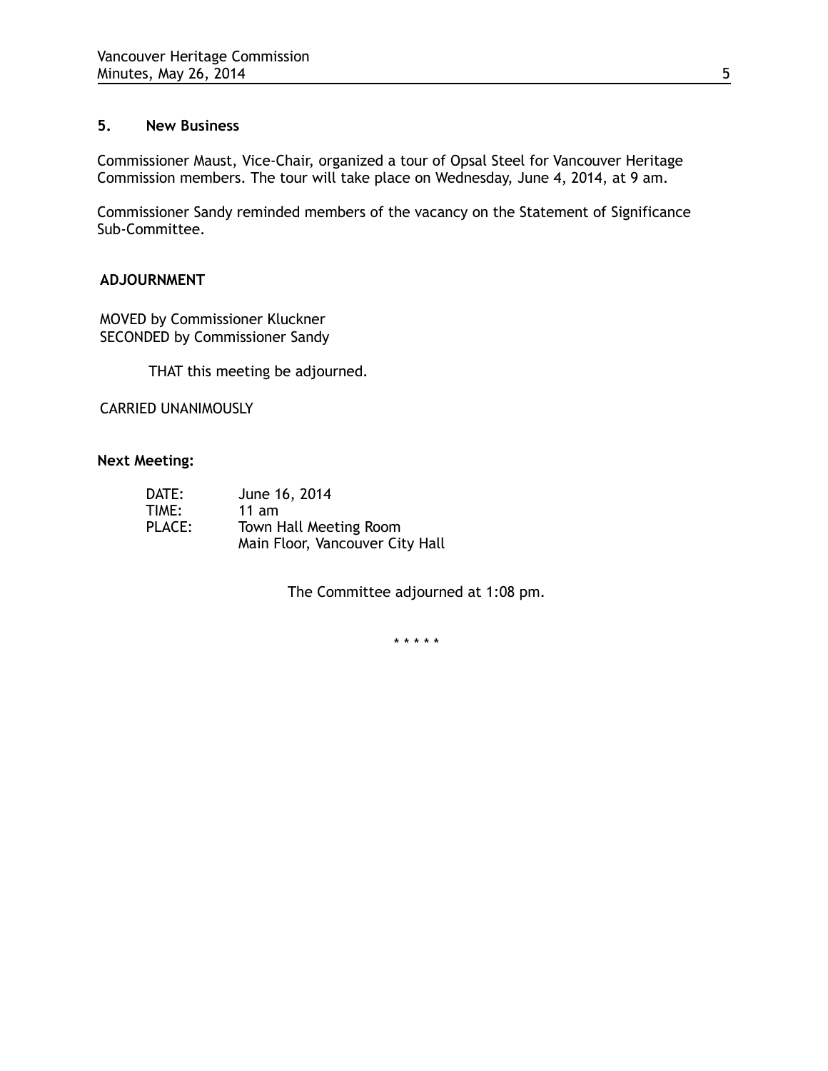## 5. New Business

Commissioner Maust, Vice-Chair, organized a tour of Opsal Steel for Vancouver Heritage Commission members. The tour will take place on Wednesday, June 4, 2014, at 9 am.

Commissioner Sandy reminded members of the vacancy on the Statement of Significance Sub-Committee.

## ADJOURNMENT

MOVED by Commissioner Kluckner
SECONDED by Commissioner Sandy

THAT this meeting be adjourned.

CARRIED UNANIMOUSLY

**Next Meeting:**

| | |
|---|---|
| DATE: | June 16, 2014 |
| TIME: | 11 am |
| PLACE: | Town Hall Meeting Room<br>Main Floor, Vancouver City Hall |

The Committee adjourned at 1:08 pm.

\* \* \* \* \*